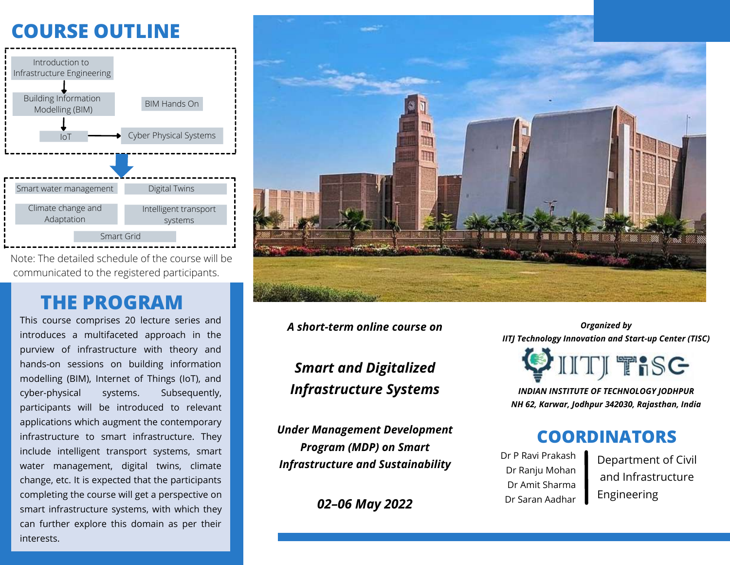## COURSE OUTLINE

- Introduction to Infrastructure Engineering
- Building Information Modelling (BIM)
- BIM Hands On
- IoT
- Cyber Physical Systems

- Smart water management
- Digital Twins
- Climate change and Adaptation
- Intelligent transport systems
- Smart Grid

Note: The detailed schedule of the course will be communicated to the registered participants.

## THE PROGRAM

This course comprises 20 lecture series and introduces a multifaceted approach in the purview of infrastructure with theory and hands-on sessions on building information modelling (BIM), Internet of Things (IoT), and cyber-physical systems. Subsequently, participants will be introduced to relevant applications which augment the contemporary infrastructure to smart infrastructure. They include intelligent transport systems, smart water management, digital twins, climate change, etc. It is expected that the participants completing the course will get a perspective on smart infrastructure systems, with which they can further explore this domain as per their interests.

***A short-term online course on***

# ***Smart and Digitalized Infrastructure Systems***

***Under Management Development Program (MDP) on Smart Infrastructure and Sustainability***

***02–06 May 2022***

***Organized by***
***IITJ Technology Innovation and Start-up Center (TISC)***

IITJ TISC

***INDIAN INSTITUTE OF TECHNOLOGY JODHPUR***
***NH 62, Karwar, Jodhpur 342030, Rajasthan, India***

## COORDINATORS

Dr P Ravi Prakash
Dr Ranju Mohan
Dr Amit Sharma
Dr Saran Aadhar

Department of Civil and Infrastructure Engineering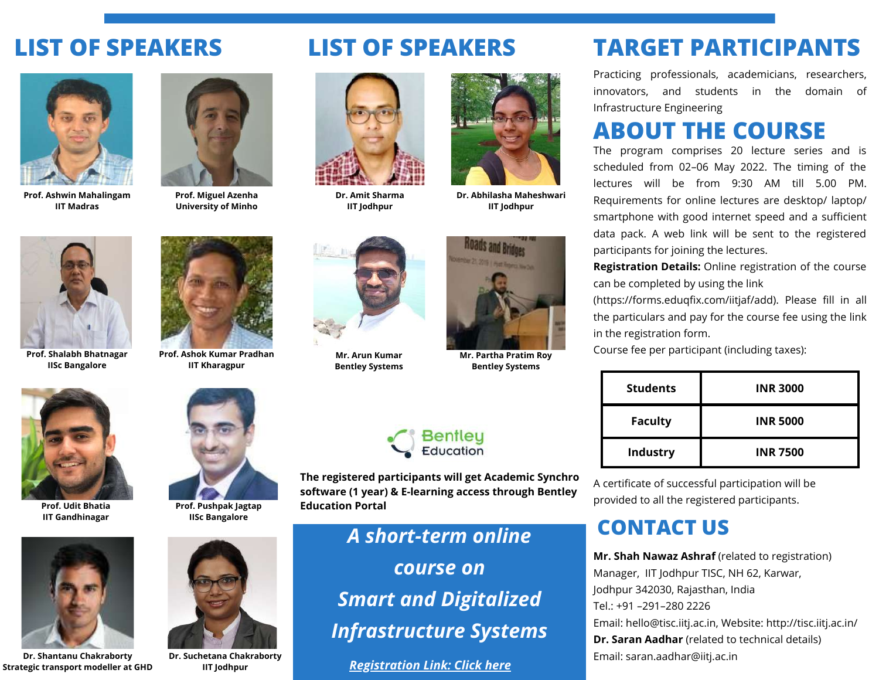## LIST OF SPEAKERS

**Prof. Ashwin Mahalingam**
**IIT Madras**

**Prof. Miguel Azenha**
**University of Minho**

**Prof. Shalabh Bhatnagar**
**IISc Bangalore**

**Prof. Ashok Kumar Pradhan**
**IIT Kharagpur**

**Prof. Udit Bhatia**
**IIT Gandhinagar**

**Prof. Pushpak Jagtap**
**IISc Bangalore**

**Dr. Shantanu Chakraborty**
**Strategic transport modeller at GHD**

**Dr. Suchetana Chakraborty**
**IIT Jodhpur**

## LIST OF SPEAKERS

**Dr. Amit Sharma**
**IIT Jodhpur**

**Dr. Abhilasha Maheshwari**
**IIT Jodhpur**

**Mr. Arun Kumar**
**Bentley Systems**

**Mr. Partha Pratim Roy**
**Bentley Systems**

Bentley Education

**The registered participants will get Academic Synchro software (1 year) & E-learning access through Bentley Education Portal**

***A short-term online course on***
***Smart and Digitalized Infrastructure Systems***

***Registration Link: Click here***

## TARGET PARTICIPANTS

Practicing professionals, academicians, researchers, innovators, and students in the domain of Infrastructure Engineering

## ABOUT THE COURSE

The program comprises 20 lecture series and is scheduled from 02–06 May 2022. The timing of the lectures will be from 9:30 AM till 5.00 PM. Requirements for online lectures are desktop/ laptop/ smartphone with good internet speed and a sufficient data pack. A web link will be sent to the registered participants for joining the lectures.

**Registration Details:** Online registration of the course can be completed by using the link (https://forms.eduqfix.com/iitjaf/add). Please fill in all the particulars and pay for the course fee using the link in the registration form.

Course fee per participant (including taxes):

| | |
|---|---|
| **Students** | **INR 3000** |
| **Faculty** | **INR 5000** |
| **Industry** | **INR 7500** |

A certificate of successful participation will be provided to all the registered participants.

## CONTACT US

**Mr. Shah Nawaz Ashraf** (related to registration)
Manager, IIT Jodhpur TISC, NH 62, Karwar,
Jodhpur 342030, Rajasthan, India
Tel.: +91 –291–280 2226
Email: hello@tisc.iitj.ac.in, Website: http://tisc.iitj.ac.in/
**Dr. Saran Aadhar** (related to technical details)
Email: saran.aadhar@iitj.ac.in